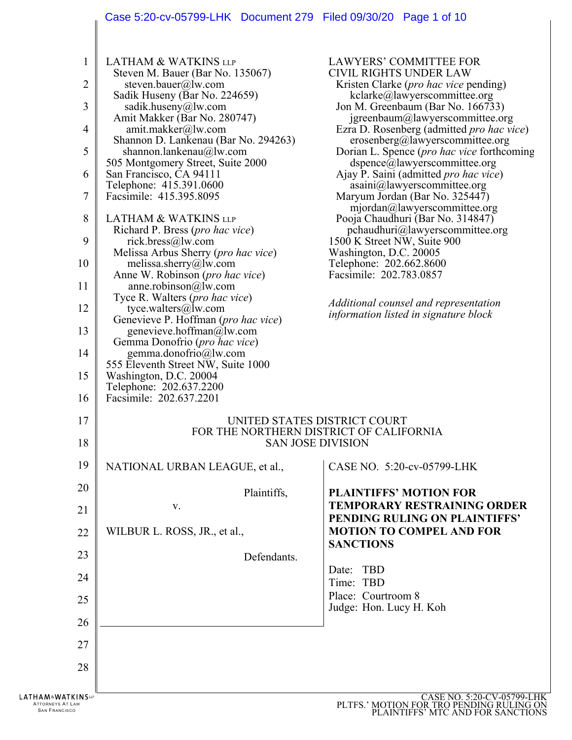LATHAM & WATKINS LLP
Steven M. Bauer (Bar No. 135067)
steven.bauer@lw.com
Sadik Huseny (Bar No. 224659)
sadik.huseny@lw.com
Amit Makker (Bar No. 280747)
amit.makker@lw.com
Shannon D. Lankenau (Bar No. 294263)
shannon.lankenau@lw.com
505 Montgomery Street, Suite 2000
San Francisco, CA 94111
Telephone: 415.391.0600
Facsimile: 415.395.8095

LATHAM & WATKINS LLP
Richard P. Bress (*pro hac vice*)
rick.bress@lw.com
Melissa Arbus Sherry (*pro hac vice*)
melissa.sherry@lw.com
Anne W. Robinson (*pro hac vice*)
anne.robinson@lw.com
Tyce R. Walters (*pro hac vice*)
tyce.walters@lw.com
Genevieve P. Hoffman (*pro hac vice*)
genevieve.hoffman@lw.com
Gemma Donofrio (*pro hac vice*)
gemma.donofrio@lw.com
555 Eleventh Street NW, Suite 1000
Washington, D.C. 20004
Telephone: 202.637.2200
Facsimile: 202.637.2201

LAWYERS' COMMITTEE FOR CIVIL RIGHTS UNDER LAW
Kristen Clarke (*pro hac vice* pending)
kclarke@lawyerscommittee.org
Jon M. Greenbaum (Bar No. 166733)
jgreenbaum@lawyerscommittee.org
Ezra D. Rosenberg (admitted *pro hac vice*)
erosenberg@lawyerscommittee.org
Dorian L. Spence (*pro hac vice* forthcoming
dspence@lawyerscommittee.org
Ajay P. Saini (admitted *pro hac vice*)
asaini@lawyerscommittee.org
Maryum Jordan (Bar No. 325447)
mjordan@lawyerscommittee.org
Pooja Chaudhuri (Bar No. 314847)
pchaudhuri@lawyerscommittee.org
1500 K Street NW, Suite 900
Washington, D.C. 20005
Telephone: 202.662.8600
Facsimile: 202.783.0857

*Additional counsel and representation information listed in signature block*

UNITED STATES DISTRICT COURT
FOR THE NORTHERN DISTRICT OF CALIFORNIA
SAN JOSE DIVISION

NATIONAL URBAN LEAGUE, et al.,

Plaintiffs,

v.

WILBUR L. ROSS, JR., et al.,

Defendants.

CASE NO. 5:20-cv-05799-LHK

**PLAINTIFFS' MOTION FOR TEMPORARY RESTRAINING ORDER PENDING RULING ON PLAINTIFFS' MOTION TO COMPEL AND FOR SANCTIONS**

Date: TBD
Time: TBD
Place: Courtroom 8
Judge: Hon. Lucy H. Koh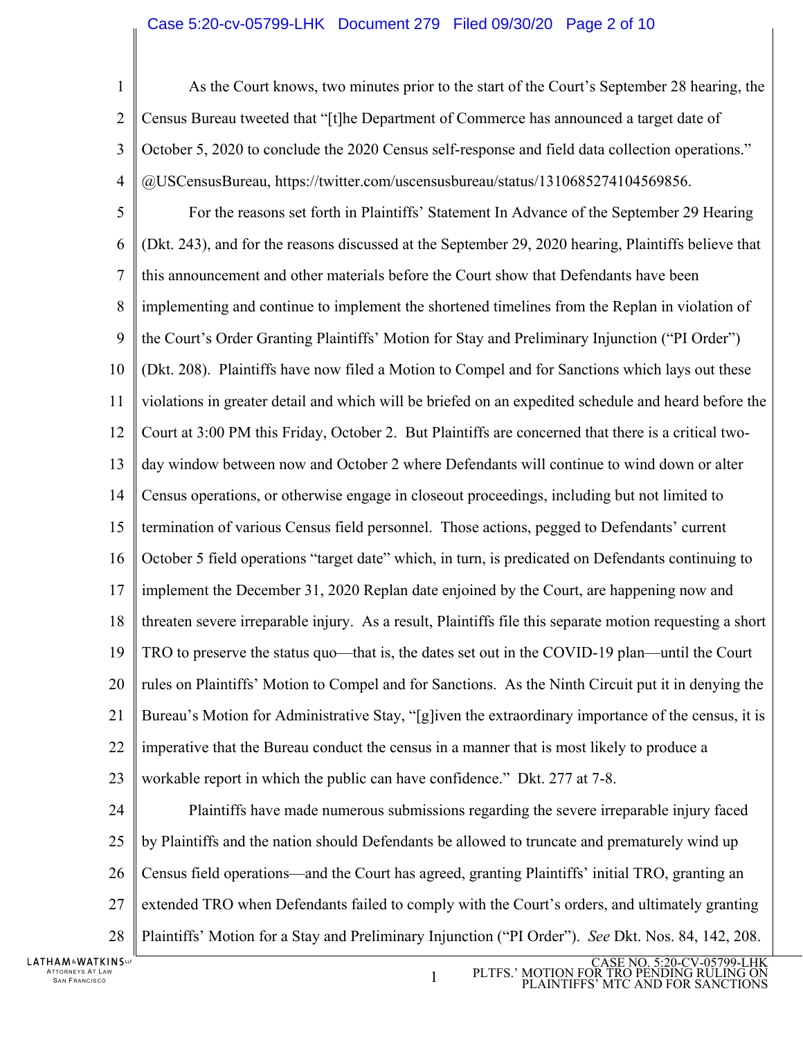As the Court knows, two minutes prior to the start of the Court's September 28 hearing, the Census Bureau tweeted that "[t]he Department of Commerce has announced a target date of October 5, 2020 to conclude the 2020 Census self-response and field data collection operations." @USCensusBureau, https://twitter.com/uscensusbureau/status/1310685274104569856.

For the reasons set forth in Plaintiffs' Statement In Advance of the September 29 Hearing (Dkt. 243), and for the reasons discussed at the September 29, 2020 hearing, Plaintiffs believe that this announcement and other materials before the Court show that Defendants have been implementing and continue to implement the shortened timelines from the Replan in violation of the Court's Order Granting Plaintiffs' Motion for Stay and Preliminary Injunction ("PI Order") (Dkt. 208). Plaintiffs have now filed a Motion to Compel and for Sanctions which lays out these violations in greater detail and which will be briefed on an expedited schedule and heard before the Court at 3:00 PM this Friday, October 2. But Plaintiffs are concerned that there is a critical two-day window between now and October 2 where Defendants will continue to wind down or alter Census operations, or otherwise engage in closeout proceedings, including but not limited to termination of various Census field personnel. Those actions, pegged to Defendants' current October 5 field operations "target date" which, in turn, is predicated on Defendants continuing to implement the December 31, 2020 Replan date enjoined by the Court, are happening now and threaten severe irreparable injury. As a result, Plaintiffs file this separate motion requesting a short TRO to preserve the status quo—that is, the dates set out in the COVID-19 plan—until the Court rules on Plaintiffs' Motion to Compel and for Sanctions. As the Ninth Circuit put it in denying the Bureau's Motion for Administrative Stay, "[g]iven the extraordinary importance of the census, it is imperative that the Bureau conduct the census in a manner that is most likely to produce a workable report in which the public can have confidence." Dkt. 277 at 7-8.

Plaintiffs have made numerous submissions regarding the severe irreparable injury faced by Plaintiffs and the nation should Defendants be allowed to truncate and prematurely wind up Census field operations—and the Court has agreed, granting Plaintiffs' initial TRO, granting an extended TRO when Defendants failed to comply with the Court's orders, and ultimately granting Plaintiffs' Motion for a Stay and Preliminary Injunction ("PI Order"). *See* Dkt. Nos. 84, 142, 208.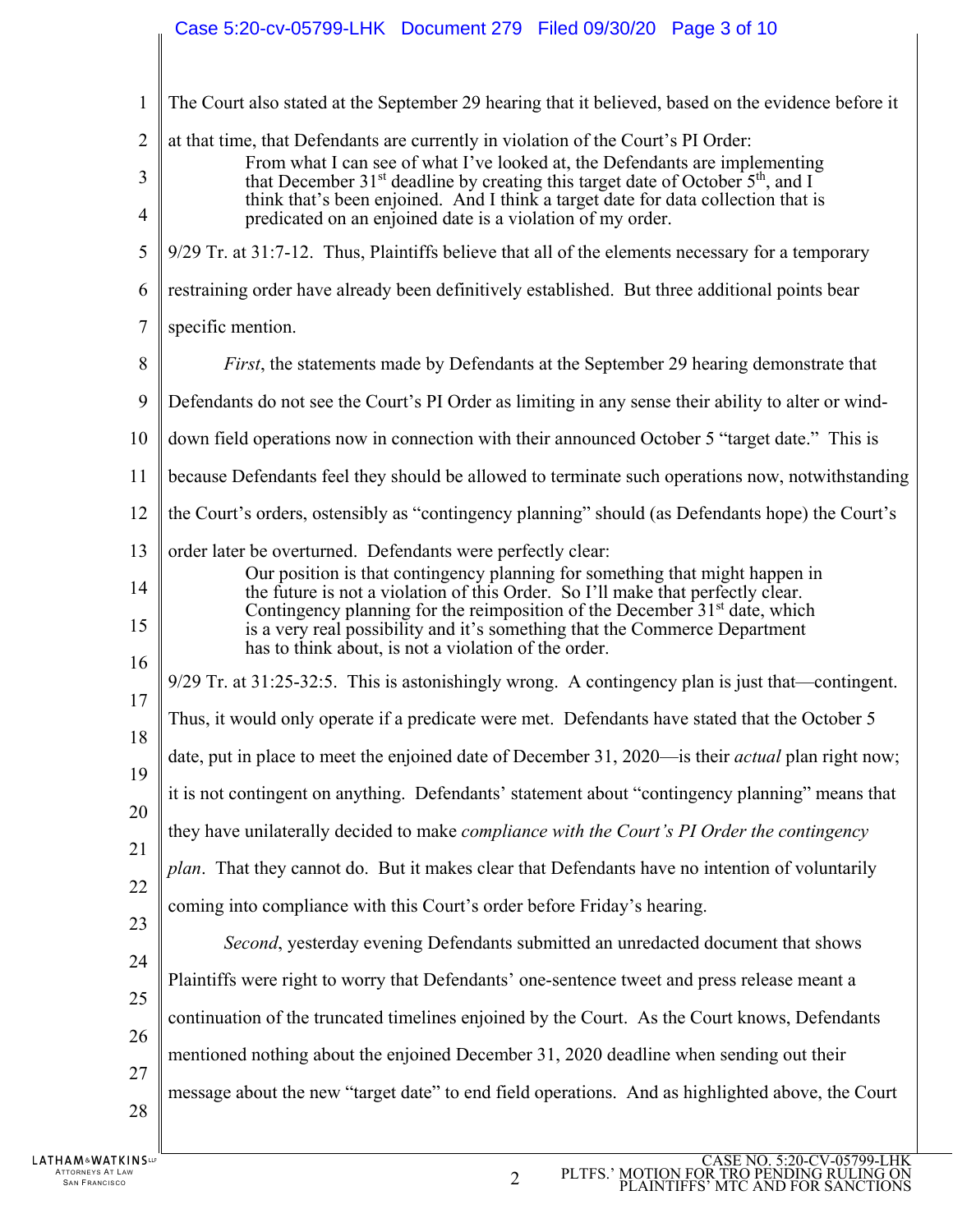The Court also stated at the September 29 hearing that it believed, based on the evidence before it at that time, that Defendants are currently in violation of the Court's PI Order:

> From what I can see of what I've looked at, the Defendants are implementing that December 31st deadline by creating this target date of October 5th, and I think that's been enjoined. And I think a target date for data collection that is predicated on an enjoined date is a violation of my order.

9/29 Tr. at 31:7-12. Thus, Plaintiffs believe that all of the elements necessary for a temporary restraining order have already been definitively established. But three additional points bear specific mention.

*First*, the statements made by Defendants at the September 29 hearing demonstrate that Defendants do not see the Court's PI Order as limiting in any sense their ability to alter or wind-down field operations now in connection with their announced October 5 "target date." This is because Defendants feel they should be allowed to terminate such operations now, notwithstanding the Court's orders, ostensibly as "contingency planning" should (as Defendants hope) the Court's order later be overturned. Defendants were perfectly clear:

> Our position is that contingency planning for something that might happen in the future is not a violation of this Order. So I'll make that perfectly clear. Contingency planning for the reimposition of the December 31st date, which is a very real possibility and it's something that the Commerce Department has to think about, is not a violation of the order.

9/29 Tr. at 31:25-32:5. This is astonishingly wrong. A contingency plan is just that—contingent. Thus, it would only operate if a predicate were met. Defendants have stated that the October 5 date, put in place to meet the enjoined date of December 31, 2020—is their *actual* plan right now; it is not contingent on anything. Defendants' statement about "contingency planning" means that they have unilaterally decided to make *compliance with the Court's PI Order the contingency plan*. That they cannot do. But it makes clear that Defendants have no intention of voluntarily coming into compliance with this Court's order before Friday's hearing.

*Second*, yesterday evening Defendants submitted an unredacted document that shows Plaintiffs were right to worry that Defendants' one-sentence tweet and press release meant a continuation of the truncated timelines enjoined by the Court. As the Court knows, Defendants mentioned nothing about the enjoined December 31, 2020 deadline when sending out their message about the new "target date" to end field operations. And as highlighted above, the Court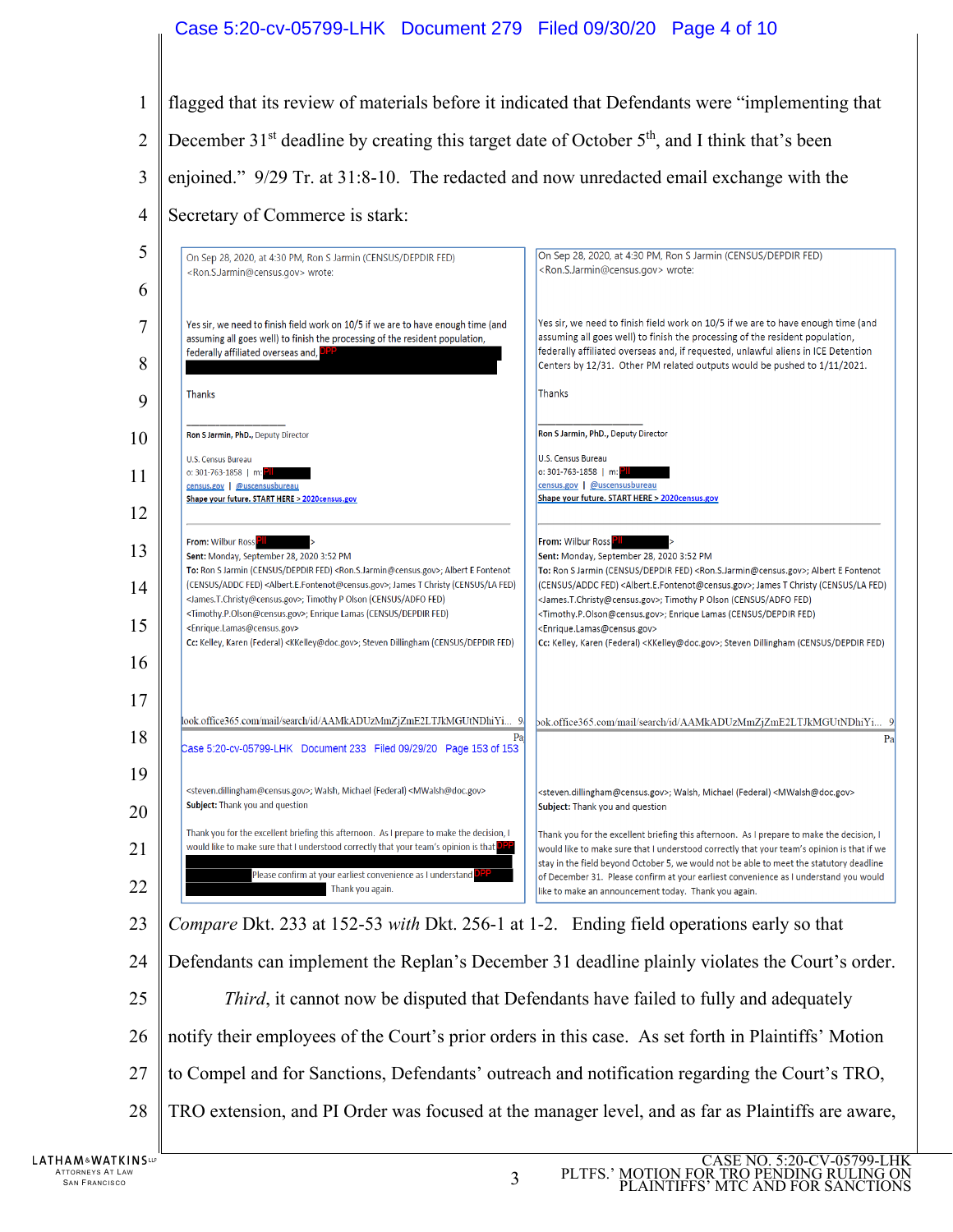flagged that its review of materials before it indicated that Defendants were "implementing that December 31st deadline by creating this target date of October 5th, and I think that's been enjoined." 9/29 Tr. at 31:8-10. The redacted and now unredacted email exchange with the Secretary of Commerce is stark:

| Redacted (Dkt. 233) | Unredacted (Dkt. 256-1) |
| --- | --- |
| On Sep 28, 2020, at 4:30 PM, Ron S Jarmin (CENSUS/DEPDIR FED) <Ron.S.Jarmin@census.gov> wrote: | On Sep 28, 2020, at 4:30 PM, Ron S Jarmin (CENSUS/DEPDIR FED) <Ron.S.Jarmin@census.gov> wrote: |
| Yes sir, we need to finish field work on 10/5 if we are to have enough time (and assuming all goes well) to finish the processing of the resident population, federally affiliated overseas and, DPP [redacted] | Yes sir, we need to finish field work on 10/5 if we are to have enough time (and assuming all goes well) to finish the processing of the resident population, federally affiliated overseas and, if requested, unlawful aliens in ICE Detention Centers by 12/31. Other PM related outputs would be pushed to 1/11/2021. |
| Thanks | Thanks |
| Ron S Jarmin, PhD., Deputy Director<br>U.S. Census Bureau<br>o: 301-763-1858 \| m: PII [redacted]<br>census.gov \| @uscensusbureau<br>Shape your future. START HERE > 2020census.gov | Ron S Jarmin, PhD., Deputy Director<br>U.S. Census Bureau<br>o: 301-763-1858 \| m: PII [redacted]<br>census.gov \| @uscensusbureau<br>Shape your future. START HERE > 2020census.gov |
| From: Wilbur Ross PII [redacted]<br>Sent: Monday, September 28, 2020 3:52 PM<br>To: Ron S Jarmin (CENSUS/DEPDIR FED) <Ron.S.Jarmin@census.gov>; Albert E Fontenot (CENSUS/ADDC FED) <Albert.E.Fontenot@census.gov>; James T Christy (CENSUS/LA FED) <James.T.Christy@census.gov>; Timothy P Olson (CENSUS/ADFO FED) <Timothy.P.Olson@census.gov>; Enrique Lamas (CENSUS/DEPDIR FED) <Enrique.Lamas@census.gov><br>Cc: Kelley, Karen (Federal) <KKelley@doc.gov>; Steven Dillingham (CENSUS/DEPDIR FED) <steven.dillingham@census.gov>; Walsh, Michael (Federal) <MWalsh@doc.gov><br>Subject: Thank you and question | From: Wilbur Ross PII [redacted]<br>Sent: Monday, September 28, 2020 3:52 PM<br>To: Ron S Jarmin (CENSUS/DEPDIR FED) <Ron.S.Jarmin@census.gov>; Albert E Fontenot (CENSUS/ADDC FED) <Albert.E.Fontenot@census.gov>; James T Christy (CENSUS/LA FED) <James.T.Christy@census.gov>; Timothy P Olson (CENSUS/ADFO FED) <Timothy.P.Olson@census.gov>; Enrique Lamas (CENSUS/DEPDIR FED) <Enrique.Lamas@census.gov><br>Cc: Kelley, Karen (Federal) <KKelley@doc.gov>; Steven Dillingham (CENSUS/DEPDIR FED) <steven.dillingham@census.gov>; Walsh, Michael (Federal) <MWalsh@doc.gov><br>Subject: Thank you and question |
| Thank you for the excellent briefing this afternoon. As I prepare to make the decision, I would like to make sure that I understood correctly that your team's opinion is that DPP [redacted] Please confirm at your earliest convenience as I understand DPP [redacted] Thank you again. | Thank you for the excellent briefing this afternoon. As I prepare to make the decision, I would like to make sure that I understood correctly that your team's opinion is that if we stay in the field beyond October 5, we would not be able to meet the statutory deadline of December 31. Please confirm at your earliest convenience as I understand you would like to make an announcement today. Thank you again. |

*Compare* Dkt. 233 at 152-53 *with* Dkt. 256-1 at 1-2. Ending field operations early so that Defendants can implement the Replan's December 31 deadline plainly violates the Court's order.

*Third*, it cannot now be disputed that Defendants have failed to fully and adequately notify their employees of the Court's prior orders in this case. As set forth in Plaintiffs' Motion to Compel and for Sanctions, Defendants' outreach and notification regarding the Court's TRO, TRO extension, and PI Order was focused at the manager level, and as far as Plaintiffs are aware,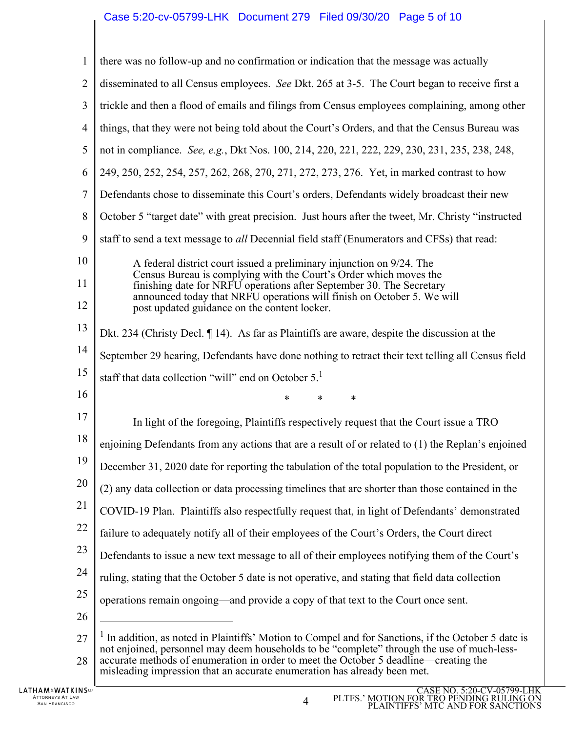there was no follow-up and no confirmation or indication that the message was actually disseminated to all Census employees. *See* Dkt. 265 at 3-5. The Court began to receive first a trickle and then a flood of emails and filings from Census employees complaining, among other things, that they were not being told about the Court's Orders, and that the Census Bureau was not in compliance. *See, e.g.*, Dkt Nos. 100, 214, 220, 221, 222, 229, 230, 231, 235, 238, 248, 249, 250, 252, 254, 257, 262, 268, 270, 271, 272, 273, 276. Yet, in marked contrast to how Defendants chose to disseminate this Court's orders, Defendants widely broadcast their new October 5 "target date" with great precision. Just hours after the tweet, Mr. Christy "instructed staff to send a text message to *all* Decennial field staff (Enumerators and CFSs) that read:

> A federal district court issued a preliminary injunction on 9/24. The Census Bureau is complying with the Court's Order which moves the finishing date for NRFU operations after September 30. The Secretary announced today that NRFU operations will finish on October 5. We will post updated guidance on the content locker.

Dkt. 234 (Christy Decl. ¶ 14). As far as Plaintiffs are aware, despite the discussion at the September 29 hearing, Defendants have done nothing to retract their text telling all Census field staff that data collection "will" end on October 5.[1]

\* \* \*

In light of the foregoing, Plaintiffs respectively request that the Court issue a TRO enjoining Defendants from any actions that are a result of or related to (1) the Replan's enjoined December 31, 2020 date for reporting the tabulation of the total population to the President, or (2) any data collection or data processing timelines that are shorter than those contained in the COVID-19 Plan. Plaintiffs also respectfully request that, in light of Defendants' demonstrated failure to adequately notify all of their employees of the Court's Orders, the Court direct Defendants to issue a new text message to all of their employees notifying them of the Court's ruling, stating that the October 5 date is not operative, and stating that field data collection operations remain ongoing—and provide a copy of that text to the Court once sent.

---

[1] In addition, as noted in Plaintiffs' Motion to Compel and for Sanctions, if the October 5 date is not enjoined, personnel may deem households to be "complete" through the use of much-less-accurate methods of enumeration in order to meet the October 5 deadline—creating the misleading impression that an accurate enumeration has already been met.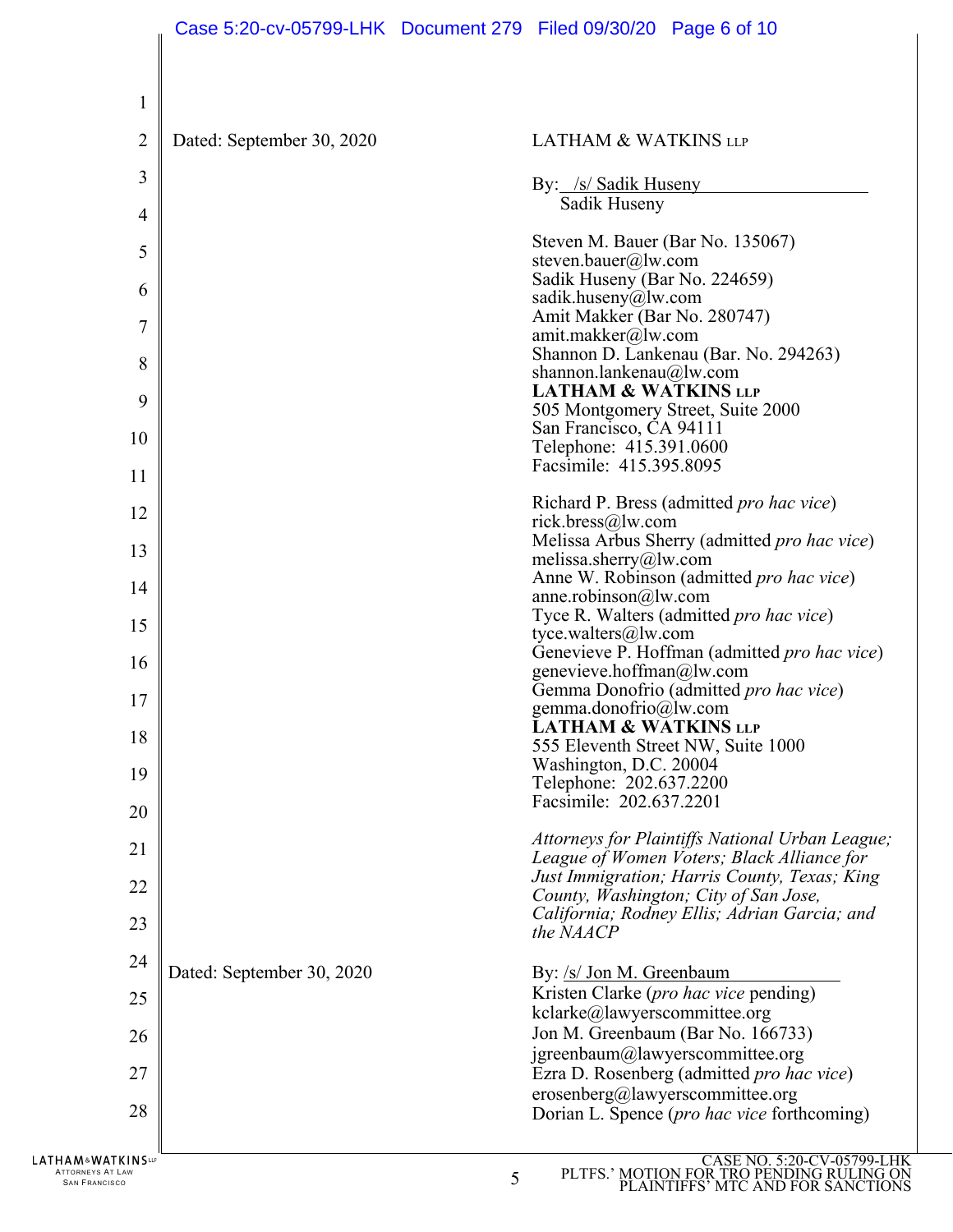Dated: September 30, 2020

LATHAM & WATKINS LLP

By: /s/ Sadik Huseny
Sadik Huseny

Steven M. Bauer (Bar No. 135067)
steven.bauer@lw.com
Sadik Huseny (Bar No. 224659)
sadik.huseny@lw.com
Amit Makker (Bar No. 280747)
amit.makker@lw.com
Shannon D. Lankenau (Bar. No. 294263)
shannon.lankenau@lw.com
**LATHAM & WATKINS LLP**
505 Montgomery Street, Suite 2000
San Francisco, CA 94111
Telephone: 415.391.0600
Facsimile: 415.395.8095

Richard P. Bress (admitted *pro hac vice*)
rick.bress@lw.com
Melissa Arbus Sherry (admitted *pro hac vice*)
melissa.sherry@lw.com
Anne W. Robinson (admitted *pro hac vice*)
anne.robinson@lw.com
Tyce R. Walters (admitted *pro hac vice*)
tyce.walters@lw.com
Genevieve P. Hoffman (admitted *pro hac vice*)
genevieve.hoffman@lw.com
Gemma Donofrio (admitted *pro hac vice*)
gemma.donofrio@lw.com
**LATHAM & WATKINS LLP**
555 Eleventh Street NW, Suite 1000
Washington, D.C. 20004
Telephone: 202.637.2200
Facsimile: 202.637.2201

*Attorneys for Plaintiffs National Urban League; League of Women Voters; Black Alliance for Just Immigration; Harris County, Texas; King County, Washington; City of San Jose, California; Rodney Ellis; Adrian Garcia; and the NAACP*

Dated: September 30, 2020

By: /s/ Jon M. Greenbaum
Kristen Clarke (*pro hac vice* pending)
kclarke@lawyerscommittee.org
Jon M. Greenbaum (Bar No. 166733)
jgreenbaum@lawyerscommittee.org
Ezra D. Rosenberg (admitted *pro hac vice*)
erosenberg@lawyerscommittee.org
Dorian L. Spence (*pro hac vice* forthcoming)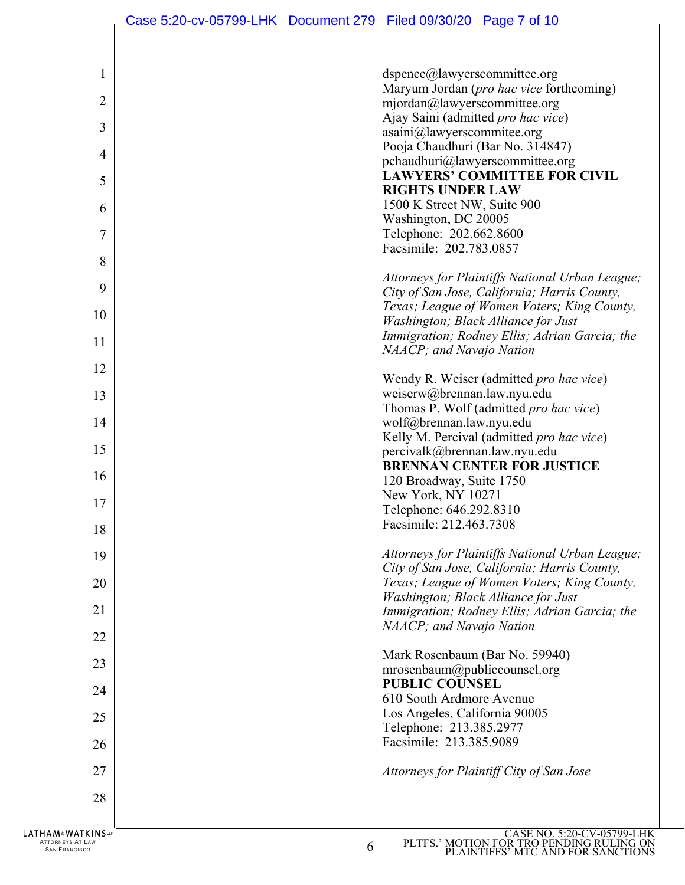dspence@lawyerscommittee.org
Maryum Jordan (*pro hac vice* forthcoming)
mjordan@lawyerscommittee.org
Ajay Saini (admitted *pro hac vice*)
asaini@lawyerscommitee.org
Pooja Chaudhuri (Bar No. 314847)
pchaudhuri@lawyerscommittee.org
**LAWYERS' COMMITTEE FOR CIVIL RIGHTS UNDER LAW**
1500 K Street NW, Suite 900
Washington, DC 20005
Telephone: 202.662.8600
Facsimile: 202.783.0857

*Attorneys for Plaintiffs National Urban League; City of San Jose, California; Harris County, Texas; League of Women Voters; King County, Washington; Black Alliance for Just Immigration; Rodney Ellis; Adrian Garcia; the NAACP; and Navajo Nation*

Wendy R. Weiser (admitted *pro hac vice*)
weiserw@brennan.law.nyu.edu
Thomas P. Wolf (admitted *pro hac vice*)
wolf@brennan.law.nyu.edu
Kelly M. Percival (admitted *pro hac vice*)
percivalk@brennan.law.nyu.edu
**BRENNAN CENTER FOR JUSTICE**
120 Broadway, Suite 1750
New York, NY 10271
Telephone: 646.292.8310
Facsimile: 212.463.7308

*Attorneys for Plaintiffs National Urban League; City of San Jose, California; Harris County, Texas; League of Women Voters; King County, Washington; Black Alliance for Just Immigration; Rodney Ellis; Adrian Garcia; the NAACP; and Navajo Nation*

Mark Rosenbaum (Bar No. 59940)
mrosenbaum@publiccounsel.org
**PUBLIC COUNSEL**
610 South Ardmore Avenue
Los Angeles, California 90005
Telephone: 213.385.2977
Facsimile: 213.385.9089

*Attorneys for Plaintiff City of San Jose*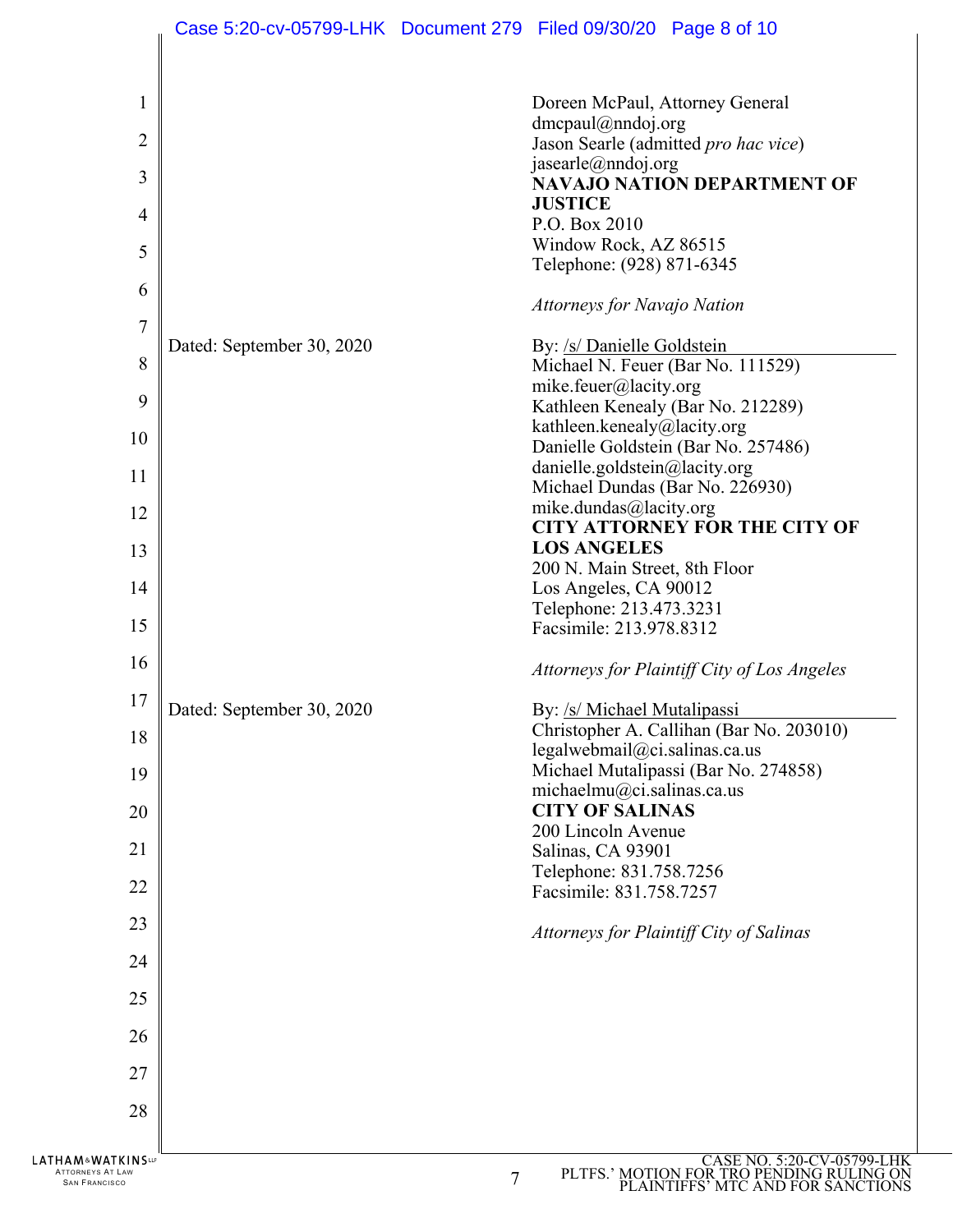Doreen McPaul, Attorney General
dmcpaul@nndoj.org
Jason Searle (admitted *pro hac vice*)
jasearle@nndoj.org
**NAVAJO NATION DEPARTMENT OF JUSTICE**
P.O. Box 2010
Window Rock, AZ 86515
Telephone: (928) 871-6345

*Attorneys for Navajo Nation*

Dated: September 30, 2020

By: /s/ Danielle Goldstein
Michael N. Feuer (Bar No. 111529)
mike.feuer@lacity.org
Kathleen Kenealy (Bar No. 212289)
kathleen.kenealy@lacity.org
Danielle Goldstein (Bar No. 257486)
danielle.goldstein@lacity.org
Michael Dundas (Bar No. 226930)
mike.dundas@lacity.org
**CITY ATTORNEY FOR THE CITY OF LOS ANGELES**
200 N. Main Street, 8th Floor
Los Angeles, CA 90012
Telephone: 213.473.3231
Facsimile: 213.978.8312

*Attorneys for Plaintiff City of Los Angeles*

Dated: September 30, 2020

By: /s/ Michael Mutalipassi
Christopher A. Callihan (Bar No. 203010)
legalwebmail@ci.salinas.ca.us
Michael Mutalipassi (Bar No. 274858)
michaelmu@ci.salinas.ca.us
**CITY OF SALINAS**
200 Lincoln Avenue
Salinas, CA 93901
Telephone: 831.758.7256
Facsimile: 831.758.7257

*Attorneys for Plaintiff City of Salinas*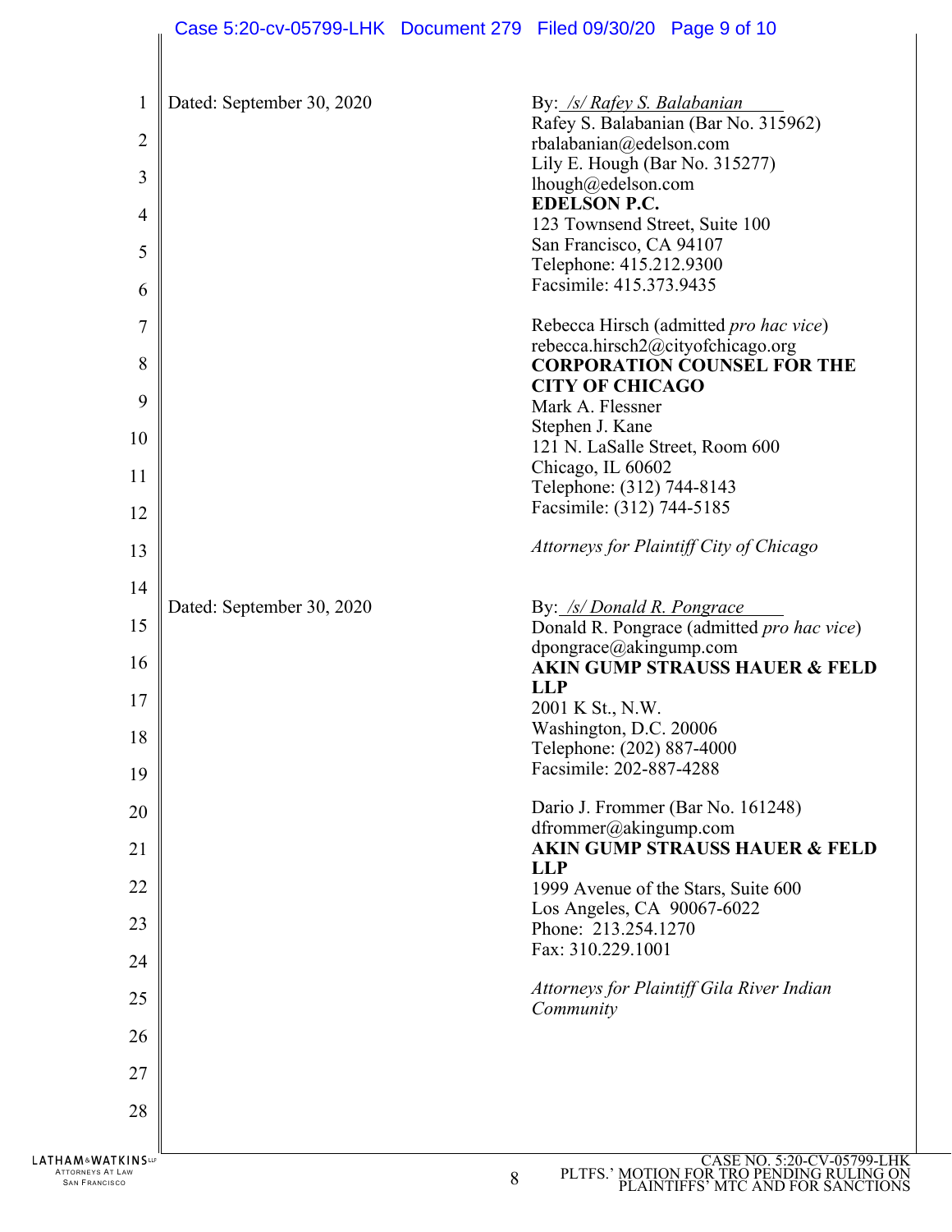Dated: September 30, 2020

By: */s/ Rafey S. Balabanian*
Rafey S. Balabanian (Bar No. 315962)
rbalabanian@edelson.com
Lily E. Hough (Bar No. 315277)
lhough@edelson.com
**EDELSON P.C.**
123 Townsend Street, Suite 100
San Francisco, CA 94107
Telephone: 415.212.9300
Facsimile: 415.373.9435

Rebecca Hirsch (admitted *pro hac vice*)
rebecca.hirsch2@cityofchicago.org
**CORPORATION COUNSEL FOR THE CITY OF CHICAGO**
Mark A. Flessner
Stephen J. Kane
121 N. LaSalle Street, Room 600
Chicago, IL 60602
Telephone: (312) 744-8143
Facsimile: (312) 744-5185

*Attorneys for Plaintiff City of Chicago*

Dated: September 30, 2020

By: */s/ Donald R. Pongrace*
Donald R. Pongrace (admitted *pro hac vice*)
dpongrace@akingump.com
**AKIN GUMP STRAUSS HAUER & FELD LLP**
2001 K St., N.W.
Washington, D.C. 20006
Telephone: (202) 887-4000
Facsimile: 202-887-4288

Dario J. Frommer (Bar No. 161248)
dfrommer@akingump.com
**AKIN GUMP STRAUSS HAUER & FELD LLP**
1999 Avenue of the Stars, Suite 600
Los Angeles, CA 90067-6022
Phone: 213.254.1270
Fax: 310.229.1001

*Attorneys for Plaintiff Gila River Indian Community*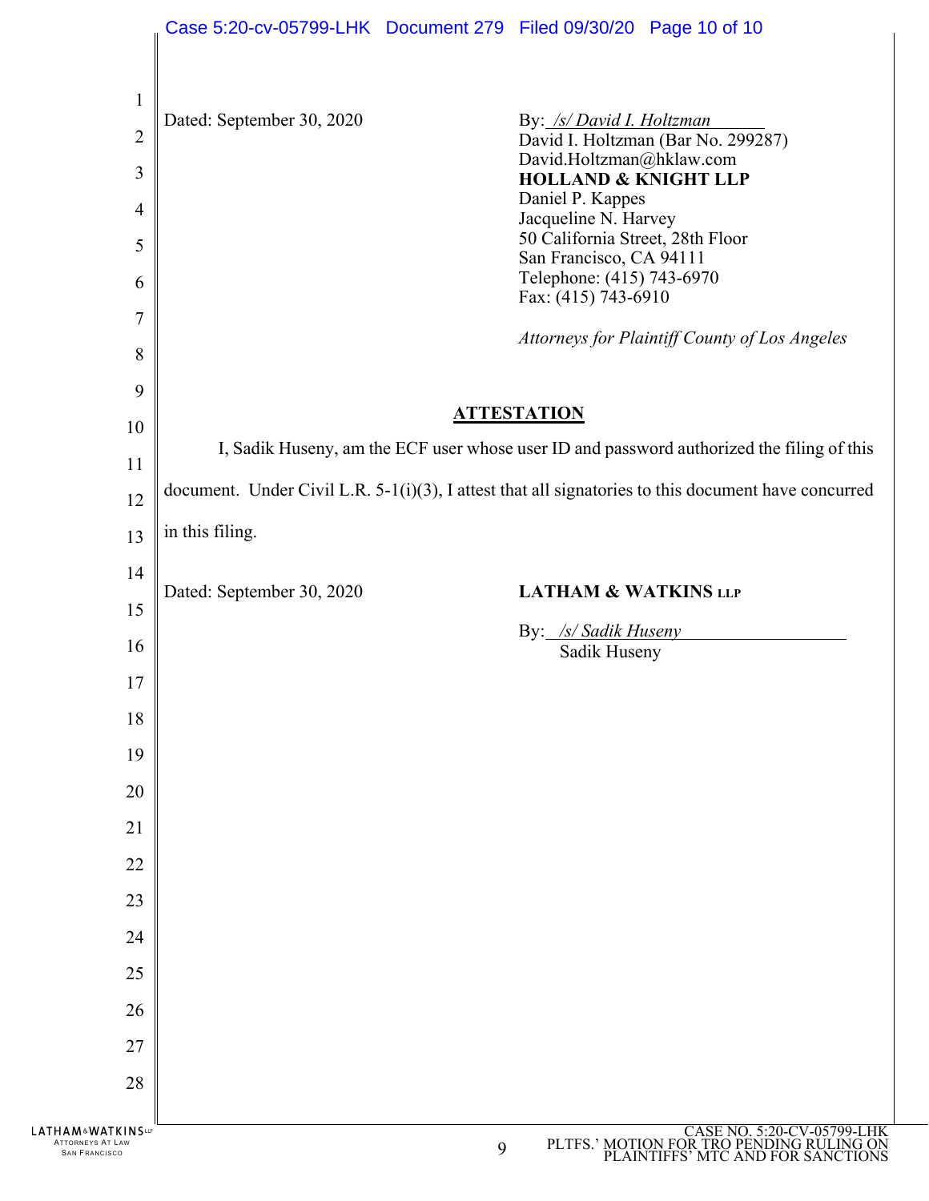Dated: September 30, 2020

By: */s/ David I. Holtzman*
David I. Holtzman (Bar No. 299287)
David.Holtzman@hklaw.com
**HOLLAND & KNIGHT LLP**
Daniel P. Kappes
Jacqueline N. Harvey
50 California Street, 28th Floor
San Francisco, CA 94111
Telephone: (415) 743-6970
Fax: (415) 743-6910

*Attorneys for Plaintiff County of Los Angeles*

## ATTESTATION

I, Sadik Huseny, am the ECF user whose user ID and password authorized the filing of this document. Under Civil L.R. 5-1(i)(3), I attest that all signatories to this document have concurred in this filing.

Dated: September 30, 2020

**LATHAM & WATKINS LLP**

By: */s/ Sadik Huseny*
Sadik Huseny